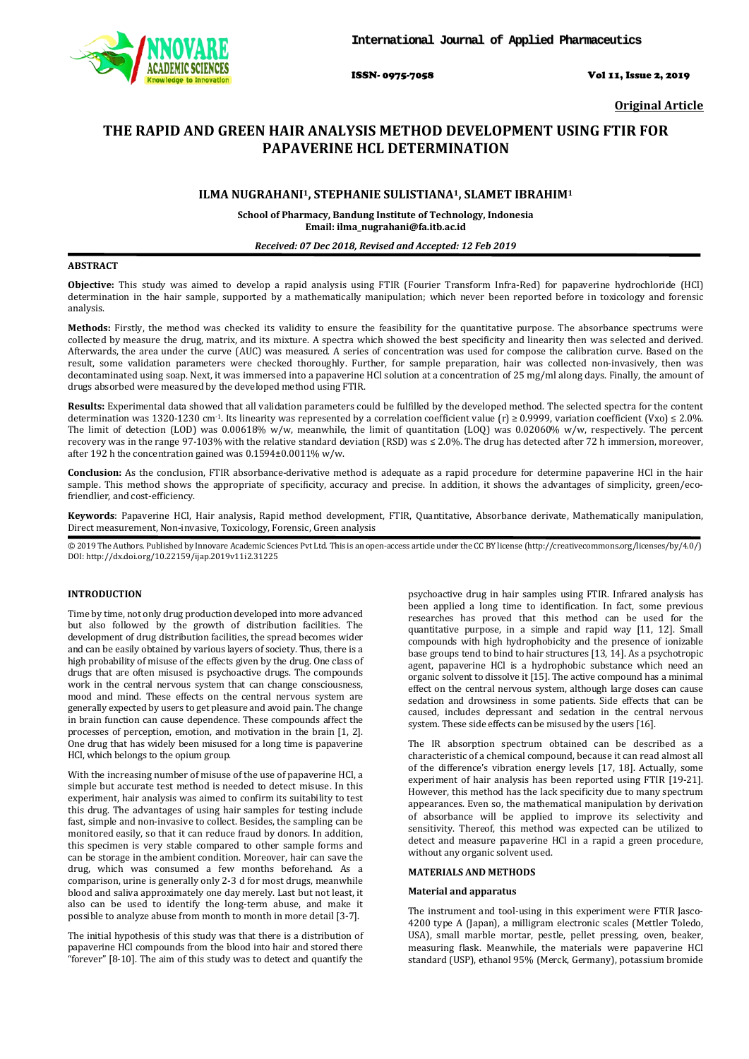**Original Article**

# THE RAPID AND GREEN HAIR ANALYSIS METHOD DEVELOPMENT USING FTIR FOR PAPAVERINE HCL DETERMINATION

## ILMA NUGRAHANI[1], STEPHANIE SULISTIANA[1], SLAMET IBRAHIM[1]

**School of Pharmacy, Bandung Institute of Technology, Indonesia**
**Email: ilma_nugrahani@fa.itb.ac.id**

***Received: 07 Dec 2018, Revised and Accepted: 12 Feb 2019***

### ABSTRACT

**Objective:** This study was aimed to develop a rapid analysis using FTIR (Fourier Transform Infra-Red) for papaverine hydrochloride (HCl) determination in the hair sample, supported by a mathematically manipulation; which never been reported before in toxicology and forensic analysis.

**Methods:** Firstly, the method was checked its validity to ensure the feasibility for the quantitative purpose. The absorbance spectrums were collected by measure the drug, matrix, and its mixture. A spectra which showed the best specificity and linearity then was selected and derived. Afterwards, the area under the curve (AUC) was measured. A series of concentration was used for compose the calibration curve. Based on the result, some validation parameters were checked thoroughly. Further, for sample preparation, hair was collected non-invasively, then was decontaminated using soap. Next, it was immersed into a papaverine HCl solution at a concentration of 25 mg/ml along days. Finally, the amount of drugs absorbed were measured by the developed method using FTIR.

**Results:** Experimental data showed that all validation parameters could be fulfilled by the developed method. The selected spectra for the content determination was 1320-1230 $cm^{-1}$. Its linearity was represented by a correlation coefficient value (r) ≥ 0.9999, variation coefficient (Vxo) ≤ 2.0%. The limit of detection (LOD) was 0.00618% w/w, meanwhile, the limit of quantitation (LOQ) was 0.02060% w/w, respectively. The percent recovery was in the range 97-103% with the relative standard deviation (RSD) was ≤ 2.0%. The drug has detected after 72 h immersion, moreover, after 192 h the concentration gained was 0.1594±0.0011% w/w.

**Conclusion:** As the conclusion, FTIR absorbance-derivative method is adequate as a rapid procedure for determine papaverine HCl in the hair sample. This method shows the appropriate of specificity, accuracy and precise. In addition, it shows the advantages of simplicity, green/eco-friendlier, and cost-efficiency.

**Keywords**: Papaverine HCl, Hair analysis, Rapid method development, FTIR, Quantitative, Absorbance derivate, Mathematically manipulation, Direct measurement, Non-invasive, Toxicology, Forensic, Green analysis

© 2019 The Authors. Published by Innovare Academic Sciences Pvt Ltd. This is an open-access article under the CC BY license (http://creativecommons.org/licenses/by/4.0/)
DOI: http://dx.doi.org/10.22159/ijap.2019v11i2.31225

### INTRODUCTION

Time by time, not only drug production developed into more advanced but also followed by the growth of distribution facilities. The development of drug distribution facilities, the spread becomes wider and can be easily obtained by various layers of society. Thus, there is a high probability of misuse of the effects given by the drug. One class of drugs that are often misused is psychoactive drugs. The compounds work in the central nervous system that can change consciousness, mood and mind. These effects on the central nervous system are generally expected by users to get pleasure and avoid pain. The change in brain function can cause dependence. These compounds affect the processes of perception, emotion, and motivation in the brain [1, 2]. One drug that has widely been misused for a long time is papaverine HCl, which belongs to the opium group.

With the increasing number of misuse of the use of papaverine HCl, a simple but accurate test method is needed to detect misuse. In this experiment, hair analysis was aimed to confirm its suitability to test this drug. The advantages of using hair samples for testing include fast, simple and non-invasive to collect. Besides, the sampling can be monitored easily, so that it can reduce fraud by donors. In addition, this specimen is very stable compared to other sample forms and can be storage in the ambient condition. Moreover, hair can save the drug, which was consumed a few months beforehand. As a comparison, urine is generally only 2-3 d for most drugs, meanwhile blood and saliva approximately one day merely. Last but not least, it also can be used to identify the long-term abuse, and make it possible to analyze abuse from month to month in more detail [3-7].

The initial hypothesis of this study was that there is a distribution of papaverine HCl compounds from the blood into hair and stored there "forever" [8-10]. The aim of this study was to detect and quantify the psychoactive drug in hair samples using FTIR. Infrared analysis has been applied a long time to identification. In fact, some previous researches has proved that this method can be used for the quantitative purpose, in a simple and rapid way [11, 12]. Small compounds with high hydrophobicity and the presence of ionizable base groups tend to bind to hair structures [13, 14]. As a psychotropic agent, papaverine HCl is a hydrophobic substance which need an organic solvent to dissolve it [15]. The active compound has a minimal effect on the central nervous system, although large doses can cause sedation and drowsiness in some patients. Side effects that can be caused, includes depressant and sedation in the central nervous system. These side effects can be misused by the users [16].

The IR absorption spectrum obtained can be described as a characteristic of a chemical compound, because it can read almost all of the difference's vibration energy levels [17, 18]. Actually, some experiment of hair analysis has been reported using FTIR [19-21]. However, this method has the lack specificity due to many spectrum appearances. Even so, the mathematical manipulation by derivation of absorbance will be applied to improve its selectivity and sensitivity. Thereof, this method was expected can be utilized to detect and measure papaverine HCl in a rapid a green procedure, without any organic solvent used.

### MATERIALS AND METHODS

#### Material and apparatus

The instrument and tool-using in this experiment were FTIR Jasco-4200 type A (Japan), a milligram electronic scales (Mettler Toledo, USA), small marble mortar, pestle, pellet pressing, oven, beaker, measuring flask. Meanwhile, the materials were papaverine HCl standard (USP), ethanol 95% (Merck, Germany), potassium bromide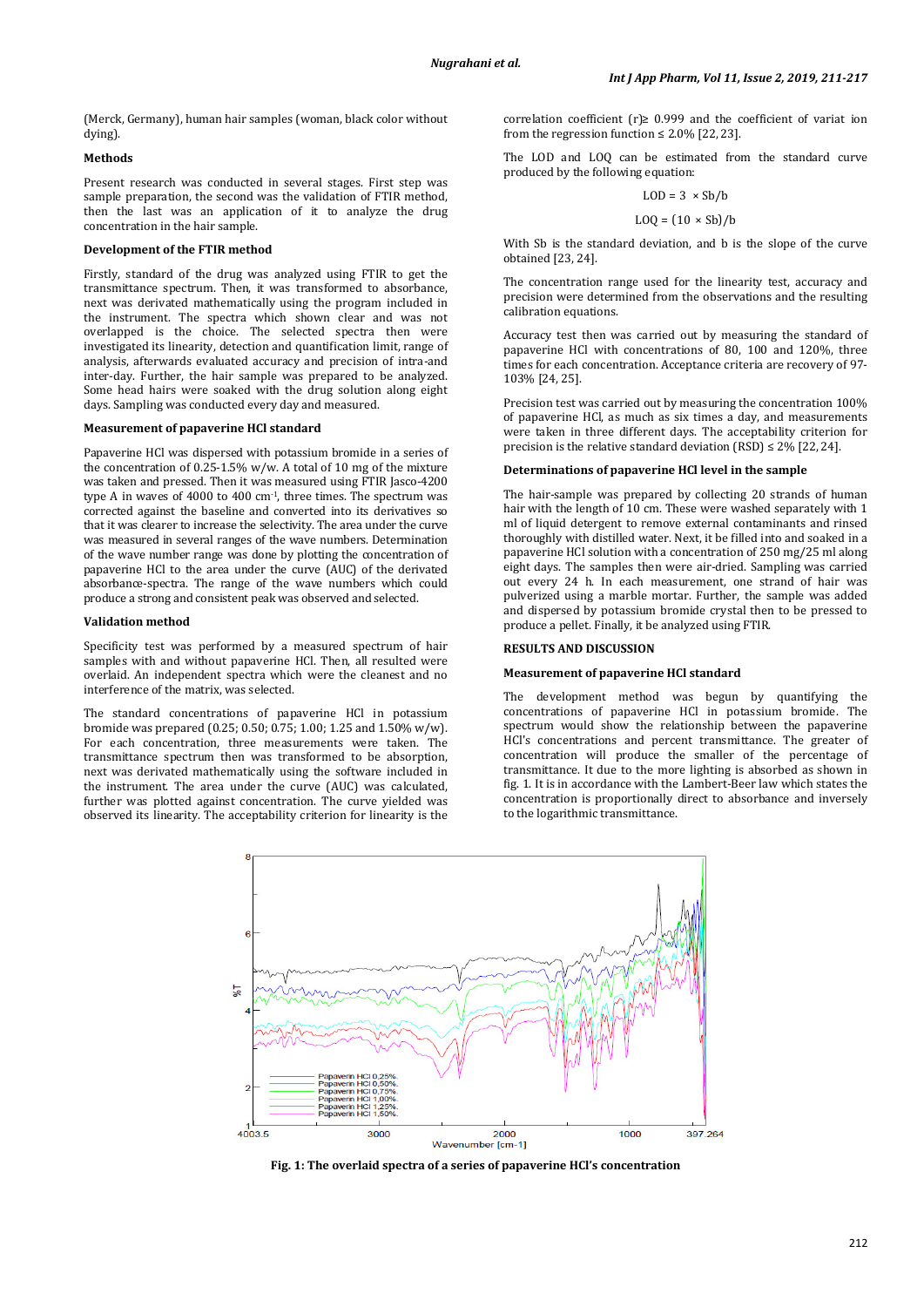(Merck, Germany), human hair samples (woman, black color without dying).

### Methods

Present research was conducted in several stages. First step was sample preparation, the second was the validation of FTIR method, then the last was an application of it to analyze the drug concentration in the hair sample.

### Development of the FTIR method

Firstly, standard of the drug was analyzed using FTIR to get the transmittance spectrum. Then, it was transformed to absorbance, next was derivated mathematically using the program included in the instrument. The spectra which shown clear and was not overlapped is the choice. The selected spectra then were investigated its linearity, detection and quantification limit, range of analysis, afterwards evaluated accuracy and precision of intra-and inter-day. Further, the hair sample was prepared to be analyzed. Some head hairs were soaked with the drug solution along eight days. Sampling was conducted every day and measured.

### Measurement of papaverine HCl standard

Papaverine HCl was dispersed with potassium bromide in a series of the concentration of 0.25-1.5% w/w. A total of 10 mg of the mixture was taken and pressed. Then it was measured using FTIR Jasco-4200 type A in waves of 4000 to 400 $cm^{-1}$, three times. The spectrum was corrected against the baseline and converted into its derivatives so that it was clearer to increase the selectivity. The area under the curve was measured in several ranges of the wave numbers. Determination of the wave number range was done by plotting the concentration of papaverine HCl to the area under the curve (AUC) of the derivated absorbance-spectra. The range of the wave numbers which could produce a strong and consistent peak was observed and selected.

### Validation method

Specificity test was performed by a measured spectrum of hair samples with and without papaverine HCl. Then, all resulted were overlaid. An independent spectra which were the cleanest and no interference of the matrix, was selected.

The standard concentrations of papaverine HCl in potassium bromide was prepared (0.25; 0.50; 0.75; 1.00; 1.25 and 1.50% w/w). For each concentration, three measurements were taken. The transmittance spectrum then was transformed to be absorption, next was derivated mathematically using the software included in the instrument. The area under the curve (AUC) was calculated, further was plotted against concentration. The curve yielded was observed its linearity. The acceptability criterion for linearity is the correlation coefficient (r)≥ 0.999 and the coefficient of variat ion from the regression function ≤ 2.0% [22, 23].

The LOD and LOQ can be estimated from the standard curve produced by the following equation:

$$LOD = 3 \times Sb/b$$

$$LOQ = (10 \times Sb)/b$$

With Sb is the standard deviation, and b is the slope of the curve obtained [23, 24].

The concentration range used for the linearity test, accuracy and precision were determined from the observations and the resulting calibration equations.

Accuracy test then was carried out by measuring the standard of papaverine HCl with concentrations of 80, 100 and 120%, three times for each concentration. Acceptance criteria are recovery of 97-103% [24, 25].

Precision test was carried out by measuring the concentration 100% of papaverine HCl, as much as six times a day, and measurements were taken in three different days. The acceptability criterion for precision is the relative standard deviation (RSD) ≤ 2% [22, 24].

### Determinations of papaverine HCl level in the sample

The hair-sample was prepared by collecting 20 strands of human hair with the length of 10 cm. These were washed separately with 1 ml of liquid detergent to remove external contaminants and rinsed thoroughly with distilled water. Next, it be filled into and soaked in a papaverine HCl solution with a concentration of 250 mg/25 ml along eight days. The samples then were air-dried. Sampling was carried out every 24 h. In each measurement, one strand of hair was pulverized using a marble mortar. Further, the sample was added and dispersed by potassium bromide crystal then to be pressed to produce a pellet. Finally, it be analyzed using FTIR.

## RESULTS AND DISCUSSION

### Measurement of papaverine HCl standard

The development method was begun by quantifying the concentrations of papaverine HCl in potassium bromide. The spectrum would show the relationship between the papaverine HCl's concentrations and percent transmittance. The greater of concentration will produce the smaller of the percentage of transmittance. It due to the more lighting is absorbed as shown in fig. 1. It is in accordance with the Lambert-Beer law which states the concentration is proportionally direct to absorbance and inversely to the logarithmic transmittance.

**Fig. 1: The overlaid spectra of a series of papaverine HCl's concentration**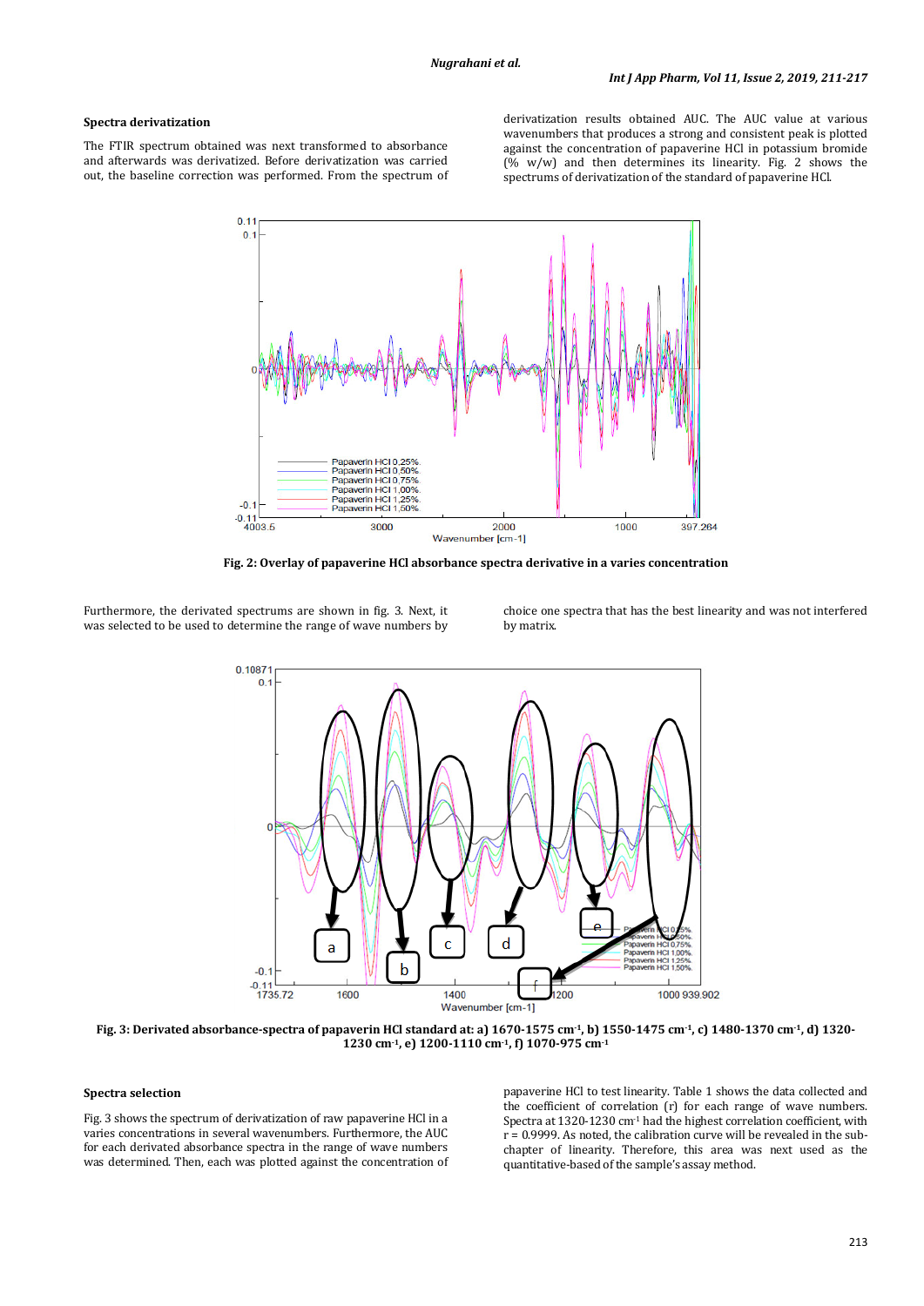### Spectra derivatization

The FTIR spectrum obtained was next transformed to absorbance and afterwards was derivatized. Before derivatization was carried out, the baseline correction was performed. From the spectrum of derivatization results obtained AUC. The AUC value at various wavenumbers that produces a strong and consistent peak is plotted against the concentration of papaverine HCl in potassium bromide (% w/w) and then determines its linearity. Fig. 2 shows the spectrums of derivatization of the standard of papaverine HCl.

**Fig. 2: Overlay of papaverine HCl absorbance spectra derivative in a varies concentration**

Furthermore, the derivated spectrums are shown in fig. 3. Next, it was selected to be used to determine the range of wave numbers by choice one spectra that has the best linearity and was not interfered by matrix.

**Fig. 3: Derivated absorbance-spectra of papaverin HCl standard at: a) 1670-1575 cm$^{-1}$, b) 1550-1475 cm$^{-1}$, c) 1480-1370 cm$^{-1}$, d) 1320-1230 cm$^{-1}$, e) 1200-1110 cm$^{-1}$, f) 1070-975 cm$^{-1}$**

### Spectra selection

Fig. 3 shows the spectrum of derivatization of raw papaverine HCl in a varies concentrations in several wavenumbers. Furthermore, the AUC for each derivated absorbance spectra in the range of wave numbers was determined. Then, each was plotted against the concentration of papaverine HCl to test linearity. Table 1 shows the data collected and the coefficient of correlation (r) for each range of wave numbers. Spectra at 1320-1230 cm$^{-1}$ had the highest correlation coefficient, with r = 0.9999. As noted, the calibration curve will be revealed in the sub-chapter of linearity. Therefore, this area was next used as the quantitative-based of the sample's assay method.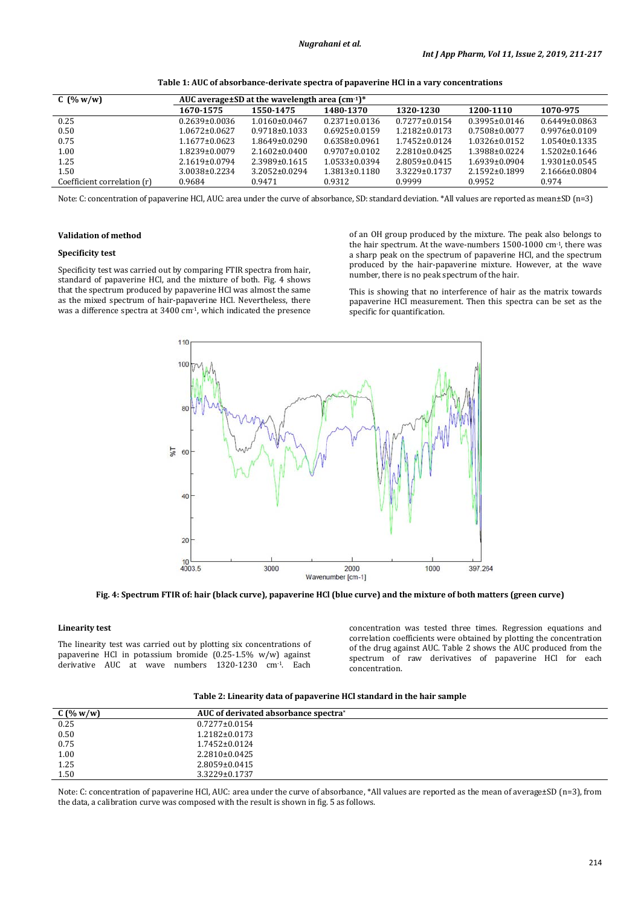**Table 1: AUC of absorbance-derivate spectra of papaverine HCl in a vary concentrations**

| C (% w/w) | AUC average±SD at the wavelength area ($cm^{-1}$)* | | | | | |
|---|---|---|---|---|---|---|
| | 1670-1575 | 1550-1475 | 1480-1370 | 1320-1230 | 1200-1110 | 1070-975 |
| 0.25 | 0.2639±0.0036 | 1.0160±0.0467 | 0.2371±0.0136 | 0.7277±0.0154 | 0.3995±0.0146 | 0.6449±0.0863 |
| 0.50 | 1.0672±0.0627 | 0.9718±0.1033 | 0.6925±0.0159 | 1.2182±0.0173 | 0.7508±0.0077 | 0.9976±0.0109 |
| 0.75 | 1.1677±0.0623 | 1.8649±0.0290 | 0.6358±0.0961 | 1.7452±0.0124 | 1.0326±0.0152 | 1.0540±0.1335 |
| 1.00 | 1.8239±0.0079 | 2.1602±0.0400 | 0.9707±0.0102 | 2.2810±0.0425 | 1.3988±0.0224 | 1.5202±0.1646 |
| 1.25 | 2.1619±0.0794 | 2.3989±0.1615 | 1.0533±0.0394 | 2.8059±0.0415 | 1.6939±0.0904 | 1.9301±0.0545 |
| 1.50 | 3.0038±0.2234 | 3.2052±0.0294 | 1.3813±0.1180 | 3.3229±0.1737 | 2.1592±0.1899 | 2.1666±0.0804 |
| Coefficient correlation (r) | 0.9684 | 0.9471 | 0.9312 | 0.9999 | 0.9952 | 0.974 |

Note: C: concentration of papaverine HCl, AUC: area under the curve of absorbance, SD: standard deviation. *All values are reported as mean±SD (n=3)

### Validation of method

#### Specificity test

Specificity test was carried out by comparing FTIR spectra from hair, standard of papaverine HCl, and the mixture of both. Fig. 4 shows that the spectrum produced by papaverine HCl was almost the same as the mixed spectrum of hair-papaverine HCl. Nevertheless, there was a difference spectra at 3400 $cm^{-1}$, which indicated the presence of an OH group produced by the mixture. The peak also belongs to the hair spectrum. At the wave-numbers 1500-1000 $cm^{-1}$, there was a sharp peak on the spectrum of papaverine HCl, and the spectrum produced by the hair-papaverine mixture. However, at the wave number, there is no peak spectrum of the hair.

This is showing that no interference of hair as the matrix towards papaverine HCl measurement. Then this spectra can be set as the specific for quantification.

**Fig. 4: Spectrum FTIR of: hair (black curve), papaverine HCl (blue curve) and the mixture of both matters (green curve)**

#### Linearity test

The linearity test was carried out by plotting six concentrations of papaverine HCl in potassium bromide (0.25-1.5% w/w) against derivative AUC at wave numbers 1320-1230 $cm^{-1}$. Each concentration was tested three times. Regression equations and correlation coefficients were obtained by plotting the concentration of the drug against AUC. Table 2 shows the AUC produced from the spectrum of raw derivatives of papaverine HCl for each concentration.

**Table 2: Linearity data of papaverine HCl standard in the hair sample**

| C (% w/w) | AUC of derivated absorbance spectra* |
|---|---|
| 0.25 | 0.7277±0.0154 |
| 0.50 | 1.2182±0.0173 |
| 0.75 | 1.7452±0.0124 |
| 1.00 | 2.2810±0.0425 |
| 1.25 | 2.8059±0.0415 |
| 1.50 | 3.3229±0.1737 |

Note: C: concentration of papaverine HCl, AUC: area under the curve of absorbance, *All values are reported as the mean of average±SD (n=3), from the data, a calibration curve was composed with the result is shown in fig. 5 as follows.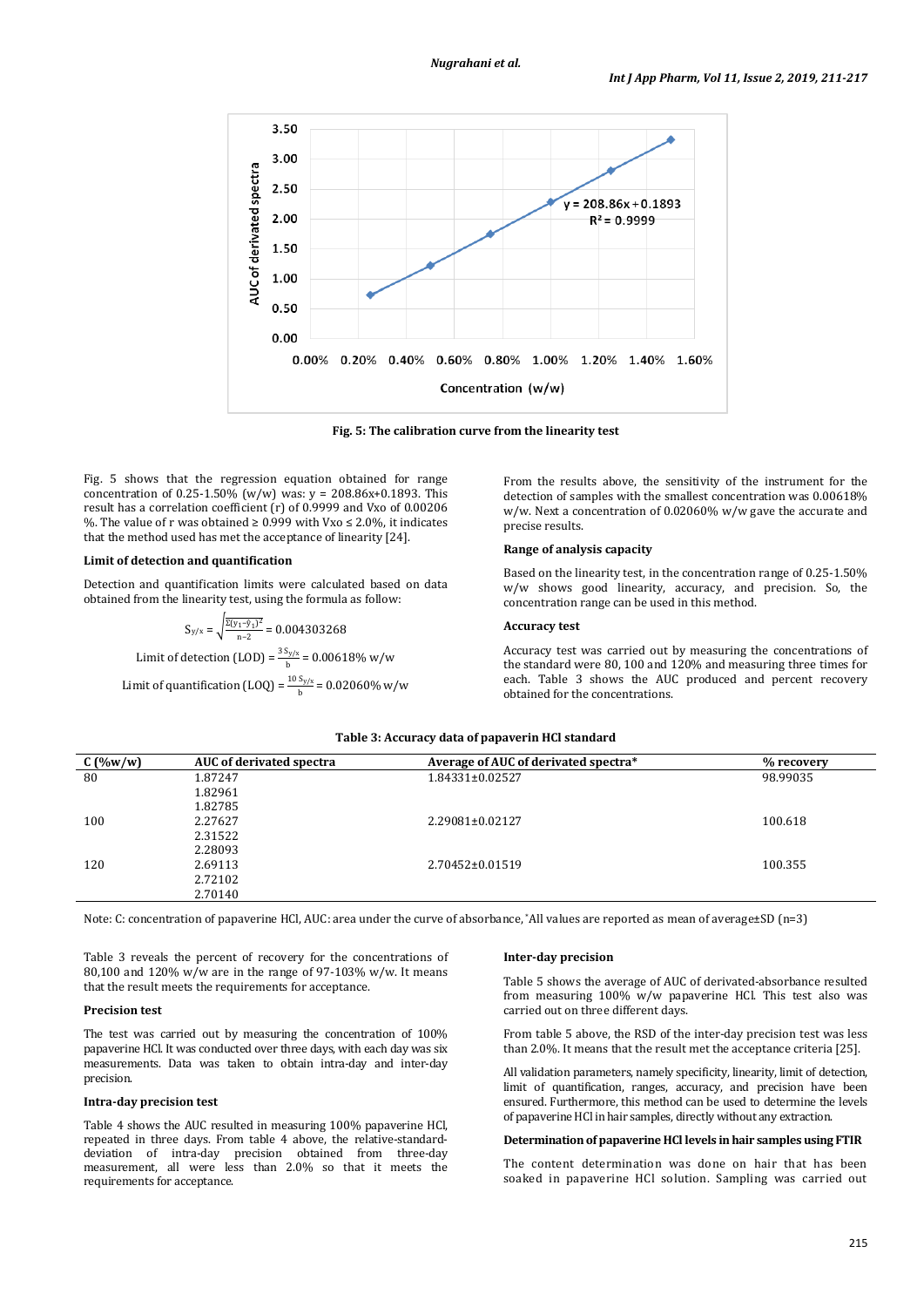Fig. 5: The calibration curve from the linearity test

Fig. 5 shows that the regression equation obtained for range concentration of 0.25-1.50% (w/w) was: y = 208.86x+0.1893. This result has a correlation coefficient (r) of 0.9999 and Vxo of 0.00206 %. The value of r was obtained ≥ 0.999 with Vxo ≤ 2.0%, it indicates that the method used has met the acceptance of linearity [24].

### Limit of detection and quantification

Detection and quantification limits were calculated based on data obtained from the linearity test, using the formula as follow:

$$S_{y/x} = \sqrt{\frac{\Sigma(y_1 - \hat{y}_1)^2}{n-2}} = 0.004303268$$

$$\text{Limit of detection (LOD)} = \frac{3\,S_{y/x}}{b} = 0.00618\%\ \text{w/w}$$

$$\text{Limit of quantification (LOQ)} = \frac{10\,S_{y/x}}{b} = 0.02060\%\ \text{w/w}$$

From the results above, the sensitivity of the instrument for the detection of samples with the smallest concentration was 0.00618% w/w. Next a concentration of 0.02060% w/w gave the accurate and precise results.

### Range of analysis capacity

Based on the linearity test, in the concentration range of 0.25-1.50% w/w shows good linearity, accuracy, and precision. So, the concentration range can be used in this method.

### Accuracy test

Accuracy test was carried out by measuring the concentrations of the standard were 80, 100 and 120% and measuring three times for each. Table 3 shows the AUC produced and percent recovery obtained for the concentrations.

**Table 3: Accuracy data of papaverin HCl standard**

| C (%w/w) | AUC of derivated spectra | Average of AUC of derivated spectra* | % recovery |
|---|---|---|---|
| 80 | 1.87247 | 1.84331±0.02527 | 98.99035 |
| | 1.82961 | | |
| | 1.82785 | | |
| 100 | 2.27627 | 2.29081±0.02127 | 100.618 |
| | 2.31522 | | |
| | 2.28093 | | |
| 120 | 2.69113 | 2.70452±0.01519 | 100.355 |
| | 2.72102 | | |
| | 2.70140 | | |

Note: C: concentration of papaverine HCl, AUC: area under the curve of absorbance, *All values are reported as mean of average±SD (n=3)

Table 3 reveals the percent of recovery for the concentrations of 80,100 and 120% w/w are in the range of 97-103% w/w. It means that the result meets the requirements for acceptance.

### Precision test

The test was carried out by measuring the concentration of 100% papaverine HCl. It was conducted over three days, with each day was six measurements. Data was taken to obtain intra-day and inter-day precision.

### Intra-day precision test

Table 4 shows the AUC resulted in measuring 100% papaverine HCl, repeated in three days. From table 4 above, the relative-standard-deviation of intra-day precision obtained from three-day measurement, all were less than 2.0% so that it meets the requirements for acceptance.

### Inter-day precision

Table 5 shows the average of AUC of derivated-absorbance resulted from measuring 100% w/w papaverine HCl. This test also was carried out on three different days.

From table 5 above, the RSD of the inter-day precision test was less than 2.0%. It means that the result met the acceptance criteria [25].

All validation parameters, namely specificity, linearity, limit of detection, limit of quantification, ranges, accuracy, and precision have been ensured. Furthermore, this method can be used to determine the levels of papaverine HCl in hair samples, directly without any extraction.

### Determination of papaverine HCl levels in hair samples using FTIR

The content determination was done on hair that has been soaked in papaverine HCl solution. Sampling was carried out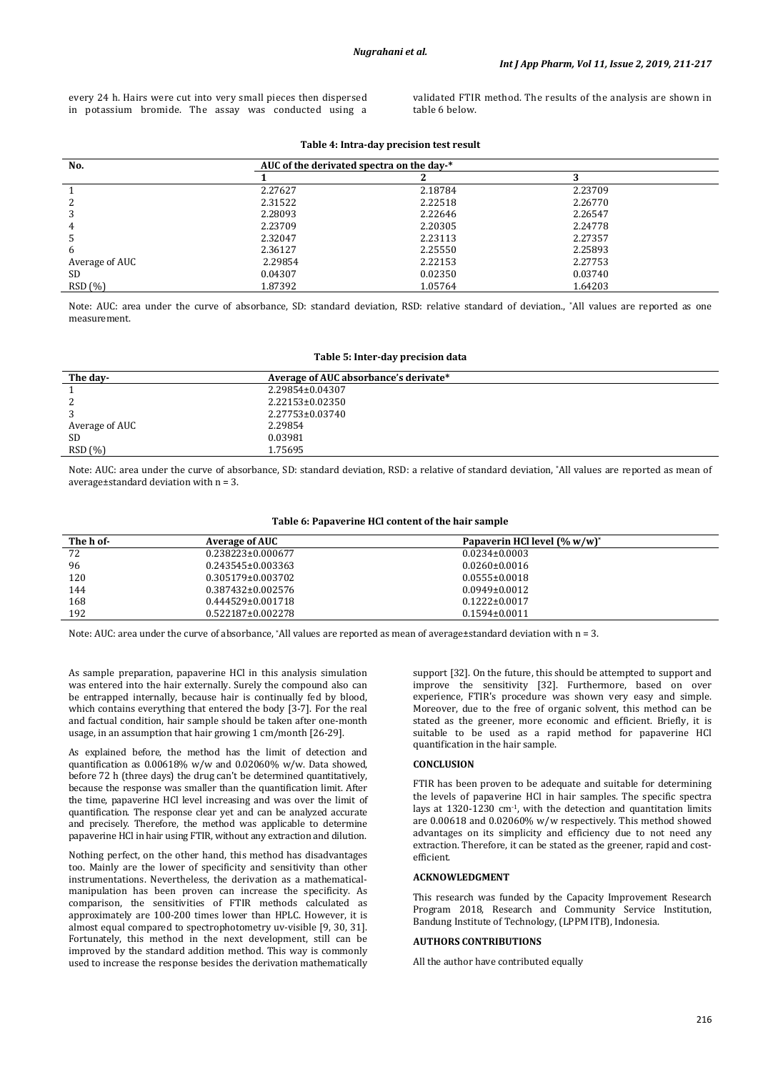every 24 h. Hairs were cut into very small pieces then dispersed in potassium bromide. The assay was conducted using a validated FTIR method. The results of the analysis are shown in table 6 below.

**Table 4: Intra-day precision test result**

| No. | AUC of the derivated spectra on the day-* | | |
|---|---|---|---|
| | 1 | 2 | 3 |
| 1 | 2.27627 | 2.18784 | 2.23709 |
| 2 | 2.31522 | 2.22518 | 2.26770 |
| 3 | 2.28093 | 2.22646 | 2.26547 |
| 4 | 2.23709 | 2.20305 | 2.24778 |
| 5 | 2.32047 | 2.23113 | 2.27357 |
| 6 | 2.36127 | 2.25550 | 2.25893 |
| Average of AUC | 2.29854 | 2.22153 | 2.27753 |
| SD | 0.04307 | 0.02350 | 0.03740 |
| RSD (%) | 1.87392 | 1.05764 | 1.64203 |

Note: AUC: area under the curve of absorbance, SD: standard deviation, RSD: relative standard of deviation., *All values are reported as one measurement.

**Table 5: Inter-day precision data**

| The day- | Average of AUC absorbance's derivate* |
|---|---|
| 1 | 2.29854±0.04307 |
| 2 | 2.22153±0.02350 |
| 3 | 2.27753±0.03740 |
| Average of AUC | 2.29854 |
| SD | 0.03981 |
| RSD (%) | 1.75695 |

Note: AUC: area under the curve of absorbance, SD: standard deviation, RSD: a relative of standard deviation, *All values are reported as mean of average±standard deviation with n = 3.

**Table 6: Papaverine HCl content of the hair sample**

| The h of- | Average of AUC | Papaverin HCl level (% w/w)* |
|---|---|---|
| 72 | 0.238223±0.000677 | 0.0234±0.0003 |
| 96 | 0.243545±0.003363 | 0.0260±0.0016 |
| 120 | 0.305179±0.003702 | 0.0555±0.0018 |
| 144 | 0.387432±0.002576 | 0.0949±0.0012 |
| 168 | 0.444529±0.001718 | 0.1222±0.0017 |
| 192 | 0.522187±0.002278 | 0.1594±0.0011 |

Note: AUC: area under the curve of absorbance, *All values are reported as mean of average±standard deviation with n = 3.

As sample preparation, papaverine HCl in this analysis simulation was entered into the hair externally. Surely the compound also can be entrapped internally, because hair is continually fed by blood, which contains everything that entered the body [3-7]. For the real and factual condition, hair sample should be taken after one-month usage, in an assumption that hair growing 1 cm/month [26-29].

As explained before, the method has the limit of detection and quantification as 0.00618% w/w and 0.02060% w/w. Data showed, before 72 h (three days) the drug can't be determined quantitatively, because the response was smaller than the quantification limit. After the time, papaverine HCl level increasing and was over the limit of quantification. The response clear yet and can be analyzed accurate and precisely. Therefore, the method was applicable to determine papaverine HCl in hair using FTIR, without any extraction and dilution.

Nothing perfect, on the other hand, this method has disadvantages too. Mainly are the lower of specificity and sensitivity than other instrumentations. Nevertheless, the derivation as a mathematical-manipulation has been proven can increase the specificity. As comparison, the sensitivities of FTIR methods calculated as approximately are 100-200 times lower than HPLC. However, it is almost equal compared to spectrophotometry uv-visible [9, 30, 31]. Fortunately, this method in the next development, still can be improved by the standard addition method. This way is commonly used to increase the response besides the derivation mathematically support [32]. On the future, this should be attempted to support and improve the sensitivity [32]. Furthermore, based on over experience, FTIR's procedure was shown very easy and simple. Moreover, due to the free of organic solvent, this method can be stated as the greener, more economic and efficient. Briefly, it is suitable to be used as a rapid method for papaverine HCl quantification in the hair sample.

## CONCLUSION

FTIR has been proven to be adequate and suitable for determining the levels of papaverine HCl in hair samples. The specific spectra lays at 1320-1230 $cm^{-1}$, with the detection and quantitation limits are 0.00618 and 0.02060% w/w respectively. This method showed advantages on its simplicity and efficiency due to not need any extraction. Therefore, it can be stated as the greener, rapid and cost-efficient.

## ACKNOWLEDGMENT

This research was funded by the Capacity Improvement Research Program 2018, Research and Community Service Institution, Bandung Institute of Technology, (LPPM ITB), Indonesia.

## AUTHORS CONTRIBUTIONS

All the author have contributed equally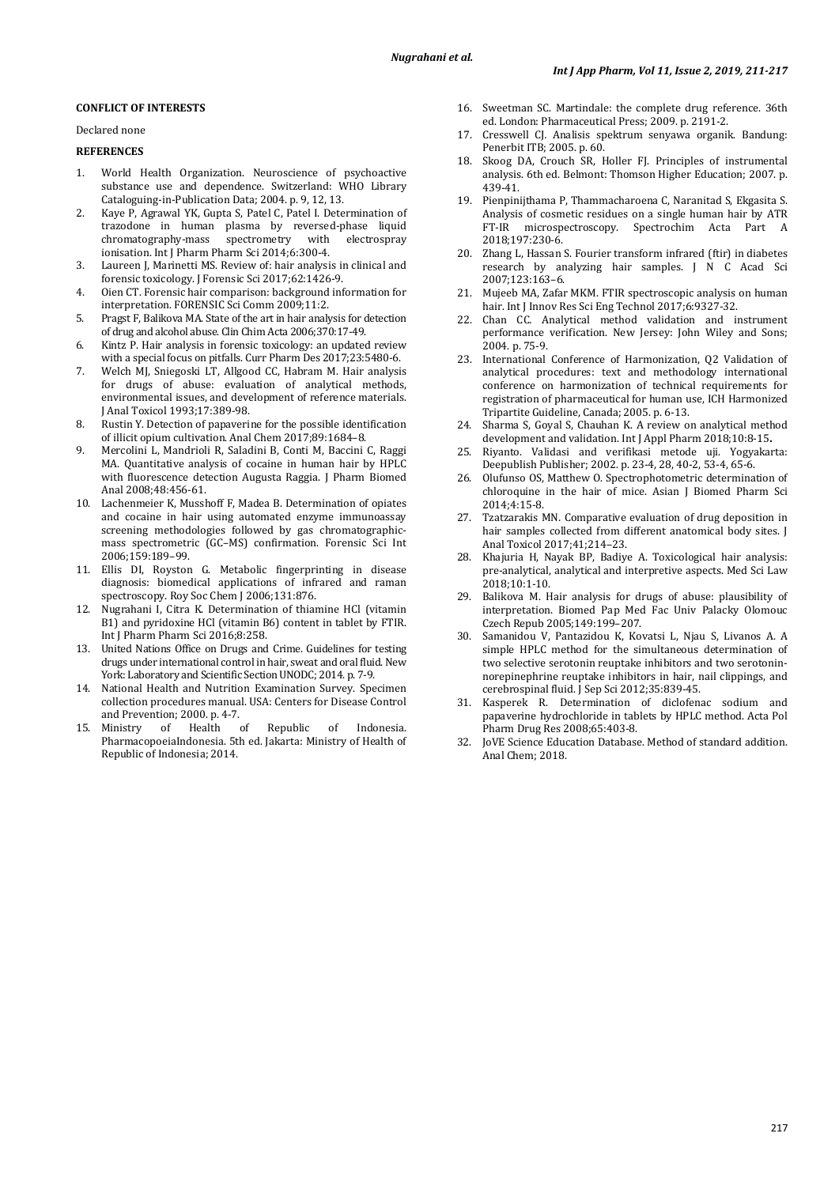## CONFLICT OF INTERESTS

Declared none

## REFERENCES

1. World Health Organization. Neuroscience of psychoactive substance use and dependence. Switzerland: WHO Library Cataloguing-in-Publication Data; 2004. p. 9, 12, 13.
2. Kaye P, Agrawal YK, Gupta S, Patel C, Patel I. Determination of trazodone in human plasma by reversed-phase liquid chromatography-mass spectrometry with electrospray ionisation. Int J Pharm Pharm Sci 2014;6:300-4.
3. Laureen J, Marinetti MS. Review of: hair analysis in clinical and forensic toxicology. J Forensic Sci 2017;62:1426-9.
4. Oien CT. Forensic hair comparison: background information for interpretation. FORENSIC Sci Comm 2009;11:2.
5. Pragst F, Balikova MA. State of the art in hair analysis for detection of drug and alcohol abuse. Clin Chim Acta 2006;370:17-49.
6. Kintz P. Hair analysis in forensic toxicology: an updated review with a special focus on pitfalls. Curr Pharm Des 2017;23:5480-6.
7. Welch MJ, Sniegoski LT, Allgood CC, Habram M. Hair analysis for drugs of abuse: evaluation of analytical methods, environmental issues, and development of reference materials. J Anal Toxicol 1993;17:389-98.
8. Rustin Y. Detection of papaverine for the possible identification of illicit opium cultivation. Anal Chem 2017;89:1684–8.
9. Mercolini L, Mandrioli R, Saladini B, Conti M, Baccini C, Raggi MA. Quantitative analysis of cocaine in human hair by HPLC with fluorescence detection Augusta Raggia. J Pharm Biomed Anal 2008;48:456-61.
10. Lachenmeier K, Musshoff F, Madea B. Determination of opiates and cocaine in hair using automated enzyme immunoassay screening methodologies followed by gas chromatographic-mass spectrometric (GC–MS) confirmation. Forensic Sci Int 2006;159:189–99.
11. Ellis DI, Royston G. Metabolic fingerprinting in disease diagnosis: biomedical applications of infrared and raman spectroscopy. Roy Soc Chem J 2006;131:876.
12. Nugrahani I, Citra K. Determination of thiamine HCl (vitamin B1) and pyridoxine HCl (vitamin B6) content in tablet by FTIR. Int J Pharm Pharm Sci 2016;8:258.
13. United Nations Office on Drugs and Crime. Guidelines for testing drugs under international control in hair, sweat and oral fluid. New York: Laboratory and Scientific Section UNODC; 2014. p. 7-9.
14. National Health and Nutrition Examination Survey. Specimen collection procedures manual. USA: Centers for Disease Control and Prevention; 2000. p. 4-7.
15. Ministry of Health of Republic of Indonesia. PharmacopoeiaIndonesia. 5th ed. Jakarta: Ministry of Health of Republic of Indonesia; 2014.
16. Sweetman SC. Martindale: the complete drug reference. 36th ed. London: Pharmaceutical Press; 2009. p. 2191-2.
17. Cresswell CJ. Analisis spektrum senyawa organik. Bandung: Penerbit ITB; 2005. p. 60.
18. Skoog DA, Crouch SR, Holler FJ. Principles of instrumental analysis. 6th ed. Belmont: Thomson Higher Education; 2007. p. 439-41.
19. Pienpinijthama P, Thammacharoena C, Naranitad S, Ekgasita S. Analysis of cosmetic residues on a single human hair by ATR FT-IR microspectroscopy. Spectrochim Acta Part A 2018;197:230-6.
20. Zhang L, Hassan S. Fourier transform infrared (ftir) in diabetes research by analyzing hair samples. J N C Acad Sci 2007;123:163–6.
21. Mujeeb MA, Zafar MKM. FTIR spectroscopic analysis on human hair. Int J Innov Res Sci Eng Technol 2017;6:9327-32.
22. Chan CC. Analytical method validation and instrument performance verification. New Jersey: John Wiley and Sons; 2004. p. 75-9.
23. International Conference of Harmonization, Q2 Validation of analytical procedures: text and methodology international conference on harmonization of technical requirements for registration of pharmaceutical for human use, ICH Harmonized Tripartite Guideline, Canada; 2005. p. 6-13.
24. Sharma S, Goyal S, Chauhan K. A review on analytical method development and validation. Int J Appl Pharm 2018;10:8-15.
25. Riyanto. Validasi and verifikasi metode uji. Yogyakarta: Deepublish Publisher; 2002. p. 23-4, 28, 40-2, 53-4, 65-6.
26. Olufunso OS, Matthew O. Spectrophotometric determination of chloroquine in the hair of mice. Asian J Biomed Pharm Sci 2014;4:15-8.
27. Tzatzarakis MN. Comparative evaluation of drug deposition in hair samples collected from different anatomical body sites. J Anal Toxicol 2017;41;214–23.
28. Khajuria H, Nayak BP, Badiye A. Toxicological hair analysis: pre-analytical, analytical and interpretive aspects. Med Sci Law 2018;10:1-10.
29. Balikova M. Hair analysis for drugs of abuse: plausibility of interpretation. Biomed Pap Med Fac Univ Palacky Olomouc Czech Repub 2005;149:199–207.
30. Samanidou V, Pantazidou K, Kovatsi L, Njau S, Livanos A. A simple HPLC method for the simultaneous determination of two selective serotonin reuptake inhibitors and two serotonin-norepinephrine reuptake inhibitors in hair, nail clippings, and cerebrospinal fluid. J Sep Sci 2012;35:839-45.
31. Kasperek R. Determination of diclofenac sodium and papaverine hydrochloride in tablets by HPLC method. Acta Pol Pharm Drug Res 2008;65:403-8.
32. JoVE Science Education Database. Method of standard addition. Anal Chem; 2018.